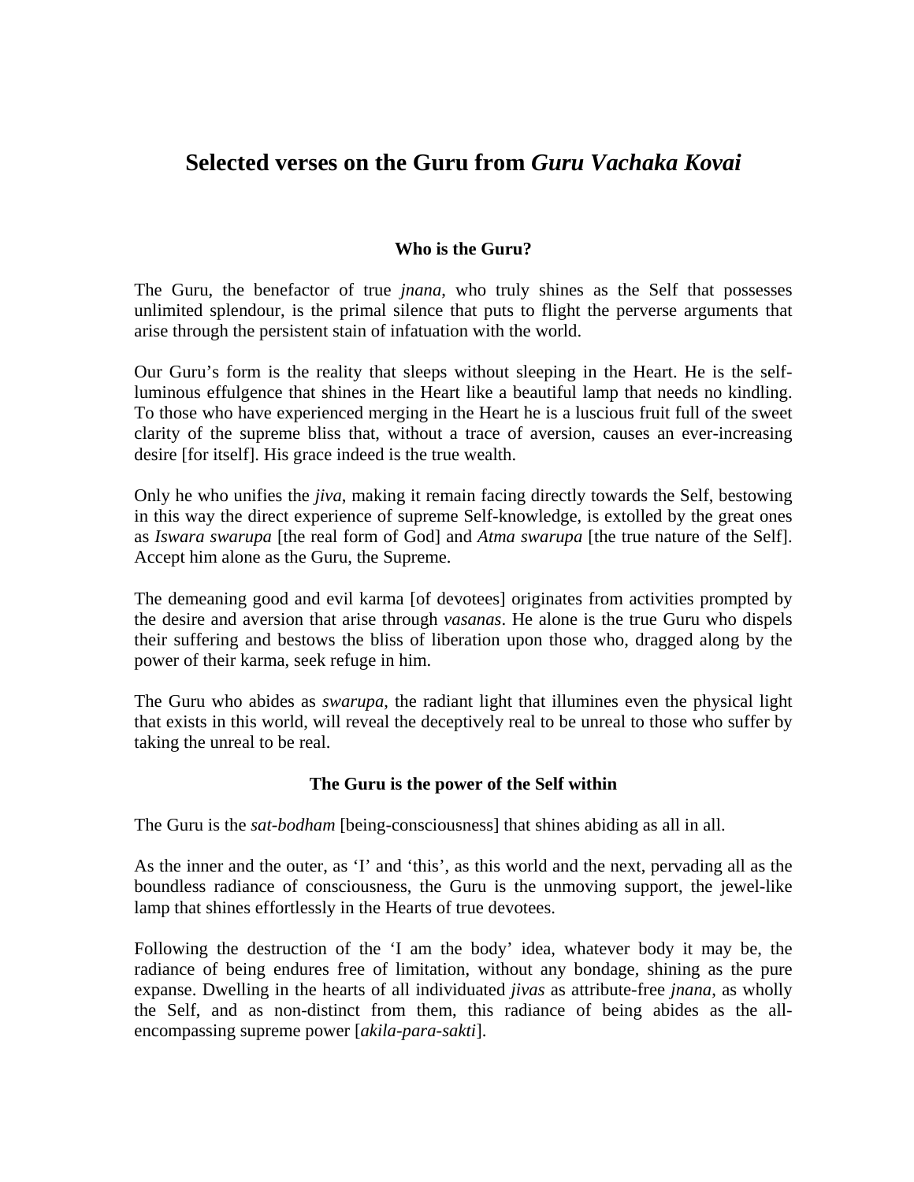# Selected verses on the Guru from *Guru Vachaka Kovai*

### Who is the Guru?

The Guru, the benefactor of true *jnana*, who truly shines as the Self that possesses unlimited splendour, is the primal silence that puts to flight the perverse arguments that arise through the persistent stain of infatuation with the world.

Our Guru's form is the reality that sleeps without sleeping in the Heart. He is the self-luminous effulgence that shines in the Heart like a beautiful lamp that needs no kindling. To those who have experienced merging in the Heart he is a luscious fruit full of the sweet clarity of the supreme bliss that, without a trace of aversion, causes an ever-increasing desire [for itself]. His grace indeed is the true wealth.

Only he who unifies the *jiva*, making it remain facing directly towards the Self, bestowing in this way the direct experience of supreme Self-knowledge, is extolled by the great ones as *Iswara swarupa* [the real form of God] and *Atma swarupa* [the true nature of the Self]. Accept him alone as the Guru, the Supreme.

The demeaning good and evil karma [of devotees] originates from activities prompted by the desire and aversion that arise through *vasanas*. He alone is the true Guru who dispels their suffering and bestows the bliss of liberation upon those who, dragged along by the power of their karma, seek refuge in him.

The Guru who abides as *swarupa*, the radiant light that illumines even the physical light that exists in this world, will reveal the deceptively real to be unreal to those who suffer by taking the unreal to be real.

### The Guru is the power of the Self within

The Guru is the *sat-bodham* [being-consciousness] that shines abiding as all in all.

As the inner and the outer, as 'I' and 'this', as this world and the next, pervading all as the boundless radiance of consciousness, the Guru is the unmoving support, the jewel-like lamp that shines effortlessly in the Hearts of true devotees.

Following the destruction of the 'I am the body' idea, whatever body it may be, the radiance of being endures free of limitation, without any bondage, shining as the pure expanse. Dwelling in the hearts of all individuated *jivas* as attribute-free *jnana*, as wholly the Self, and as non-distinct from them, this radiance of being abides as the all-encompassing supreme power [*akila-para-sakti*].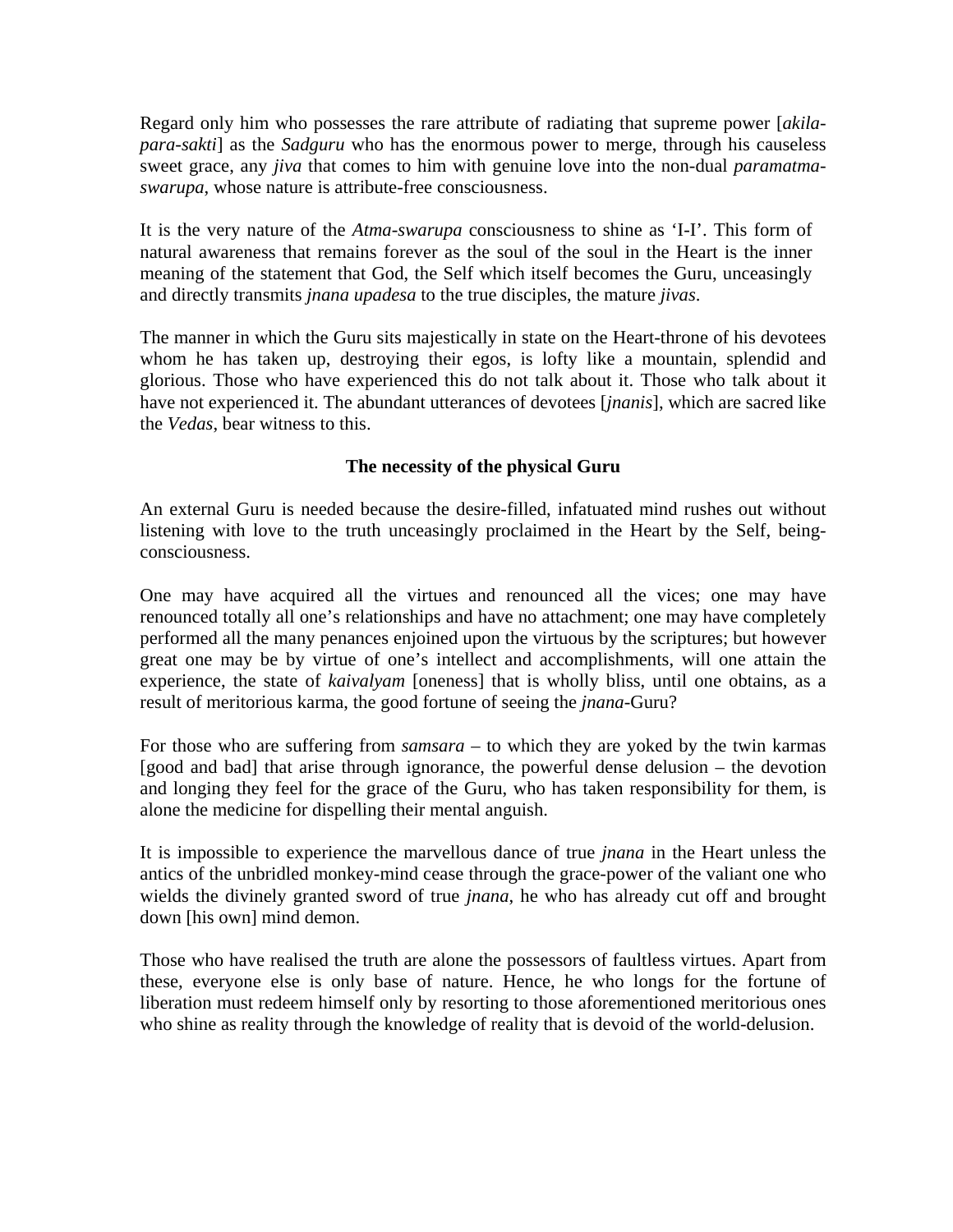Regard only him who possesses the rare attribute of radiating that supreme power [*akila-para-sakti*] as the *Sadguru* who has the enormous power to merge, through his causeless sweet grace, any *jiva* that comes to him with genuine love into the non-dual *paramatma-swarupa*, whose nature is attribute-free consciousness.

It is the very nature of the *Atma-swarupa* consciousness to shine as 'I-I'. This form of natural awareness that remains forever as the soul of the soul in the Heart is the inner meaning of the statement that God, the Self which itself becomes the Guru, unceasingly and directly transmits *jnana upadesa* to the true disciples, the mature *jivas*.

The manner in which the Guru sits majestically in state on the Heart-throne of his devotees whom he has taken up, destroying their egos, is lofty like a mountain, splendid and glorious. Those who have experienced this do not talk about it. Those who talk about it have not experienced it. The abundant utterances of devotees [*jnanis*], which are sacred like the *Vedas*, bear witness to this.

**The necessity of the physical Guru**

An external Guru is needed because the desire-filled, infatuated mind rushes out without listening with love to the truth unceasingly proclaimed in the Heart by the Self, being-consciousness.

One may have acquired all the virtues and renounced all the vices; one may have renounced totally all one's relationships and have no attachment; one may have completely performed all the many penances enjoined upon the virtuous by the scriptures; but however great one may be by virtue of one's intellect and accomplishments, will one attain the experience, the state of *kaivalyam* [oneness] that is wholly bliss, until one obtains, as a result of meritorious karma, the good fortune of seeing the *jnana*-Guru?

For those who are suffering from *samsara* – to which they are yoked by the twin karmas [good and bad] that arise through ignorance, the powerful dense delusion – the devotion and longing they feel for the grace of the Guru, who has taken responsibility for them, is alone the medicine for dispelling their mental anguish.

It is impossible to experience the marvellous dance of true *jnana* in the Heart unless the antics of the unbridled monkey-mind cease through the grace-power of the valiant one who wields the divinely granted sword of true *jnana*, he who has already cut off and brought down [his own] mind demon.

Those who have realised the truth are alone the possessors of faultless virtues. Apart from these, everyone else is only base of nature. Hence, he who longs for the fortune of liberation must redeem himself only by resorting to those aforementioned meritorious ones who shine as reality through the knowledge of reality that is devoid of the world-delusion.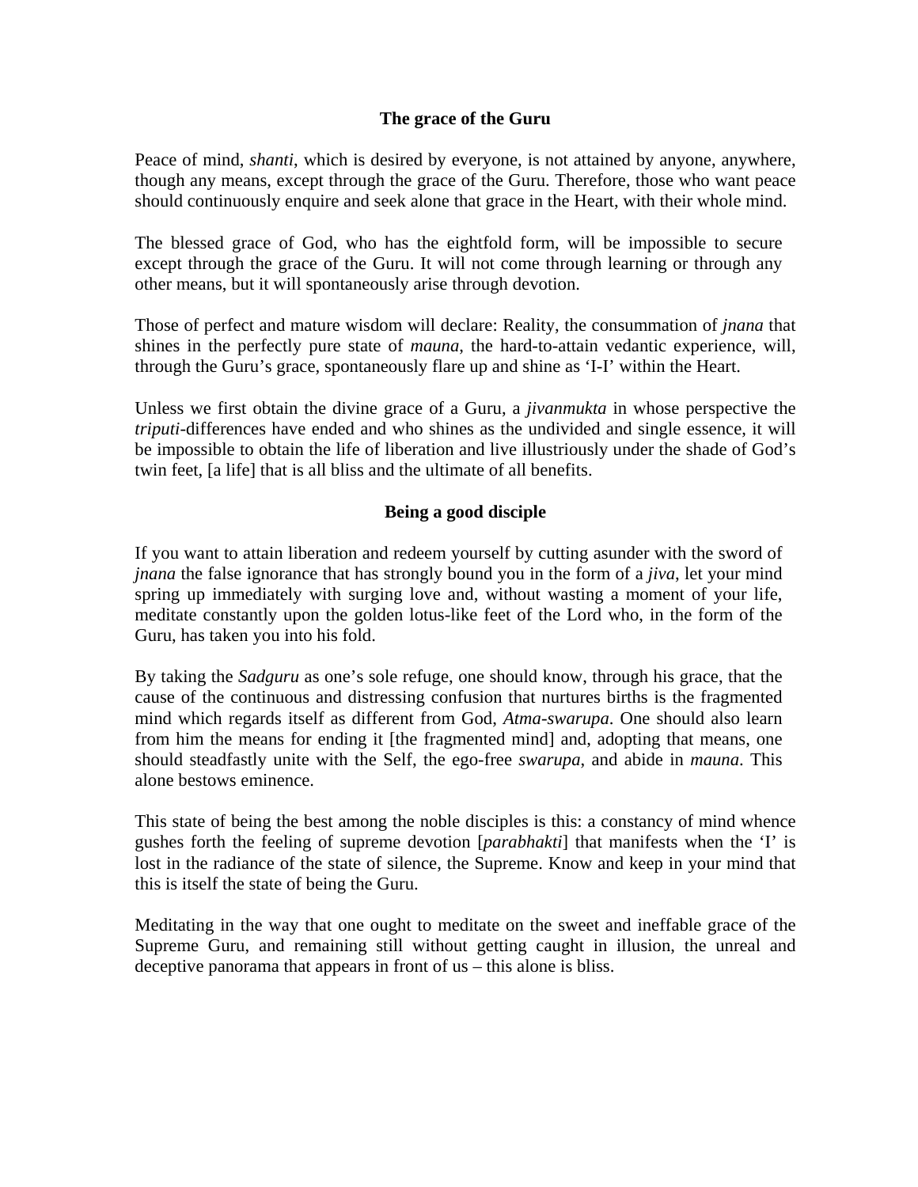### The grace of the Guru

Peace of mind, *shanti*, which is desired by everyone, is not attained by anyone, anywhere, though any means, except through the grace of the Guru. Therefore, those who want peace should continuously enquire and seek alone that grace in the Heart, with their whole mind.

The blessed grace of God, who has the eightfold form, will be impossible to secure except through the grace of the Guru. It will not come through learning or through any other means, but it will spontaneously arise through devotion.

Those of perfect and mature wisdom will declare: Reality, the consummation of *jnana* that shines in the perfectly pure state of *mauna*, the hard-to-attain vedantic experience, will, through the Guru's grace, spontaneously flare up and shine as 'I-I' within the Heart.

Unless we first obtain the divine grace of a Guru, a *jivanmukta* in whose perspective the *triputi*-differences have ended and who shines as the undivided and single essence, it will be impossible to obtain the life of liberation and live illustriously under the shade of God's twin feet, [a life] that is all bliss and the ultimate of all benefits.

### Being a good disciple

If you want to attain liberation and redeem yourself by cutting asunder with the sword of *jnana* the false ignorance that has strongly bound you in the form of a *jiva*, let your mind spring up immediately with surging love and, without wasting a moment of your life, meditate constantly upon the golden lotus-like feet of the Lord who, in the form of the Guru, has taken you into his fold.

By taking the *Sadguru* as one's sole refuge, one should know, through his grace, that the cause of the continuous and distressing confusion that nurtures births is the fragmented mind which regards itself as different from God, *Atma-swarupa*. One should also learn from him the means for ending it [the fragmented mind] and, adopting that means, one should steadfastly unite with the Self, the ego-free *swarupa*, and abide in *mauna*. This alone bestows eminence.

This state of being the best among the noble disciples is this: a constancy of mind whence gushes forth the feeling of supreme devotion [*parabhakti*] that manifests when the 'I' is lost in the radiance of the state of silence, the Supreme. Know and keep in your mind that this is itself the state of being the Guru.

Meditating in the way that one ought to meditate on the sweet and ineffable grace of the Supreme Guru, and remaining still without getting caught in illusion, the unreal and deceptive panorama that appears in front of us – this alone is bliss.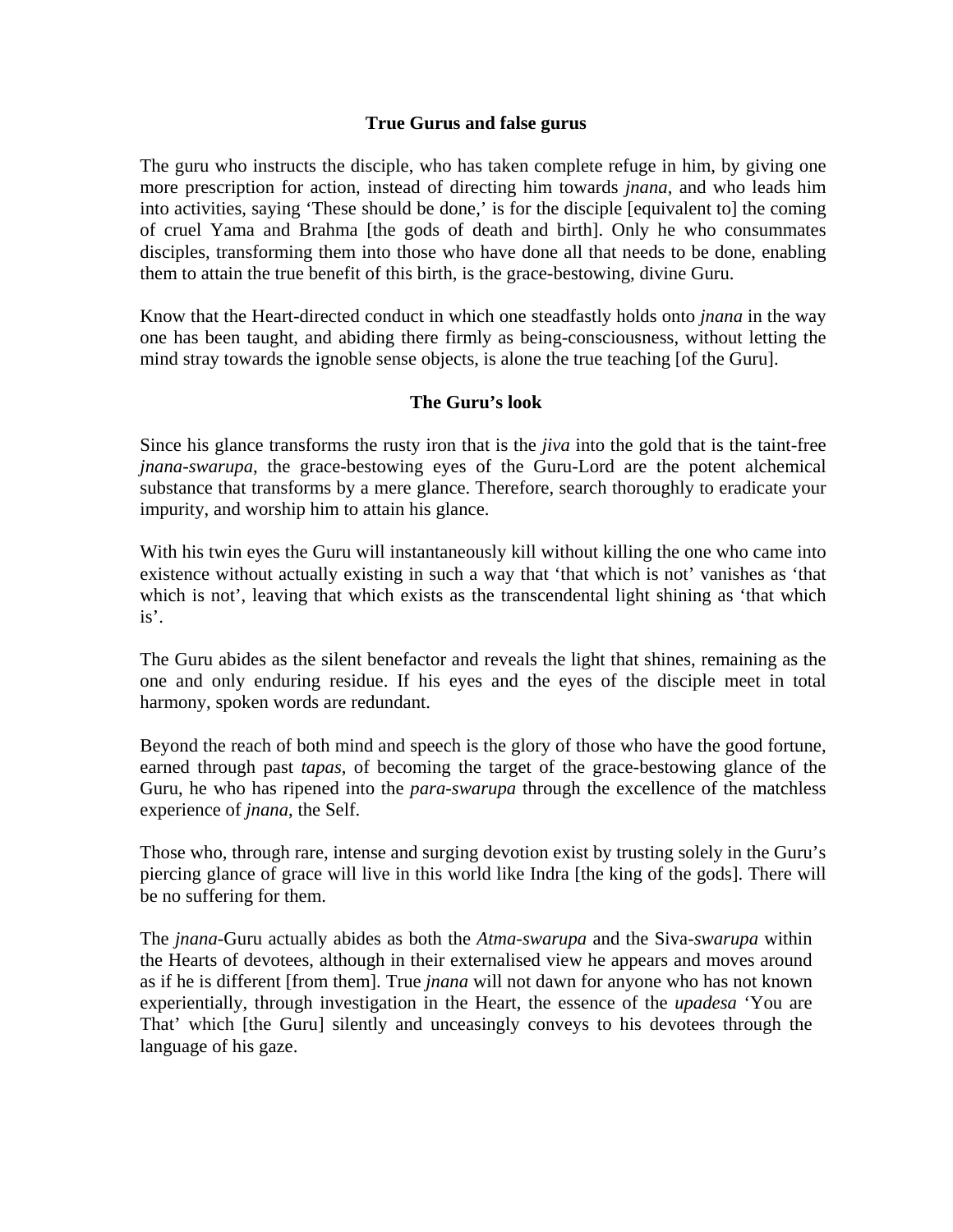### True Gurus and false gurus

The guru who instructs the disciple, who has taken complete refuge in him, by giving one more prescription for action, instead of directing him towards *jnana*, and who leads him into activities, saying 'These should be done,' is for the disciple [equivalent to] the coming of cruel Yama and Brahma [the gods of death and birth]. Only he who consummates disciples, transforming them into those who have done all that needs to be done, enabling them to attain the true benefit of this birth, is the grace-bestowing, divine Guru.

Know that the Heart-directed conduct in which one steadfastly holds onto *jnana* in the way one has been taught, and abiding there firmly as being-consciousness, without letting the mind stray towards the ignoble sense objects, is alone the true teaching [of the Guru].

### The Guru's look

Since his glance transforms the rusty iron that is the *jiva* into the gold that is the taint-free *jnana-swarupa*, the grace-bestowing eyes of the Guru-Lord are the potent alchemical substance that transforms by a mere glance. Therefore, search thoroughly to eradicate your impurity, and worship him to attain his glance.

With his twin eyes the Guru will instantaneously kill without killing the one who came into existence without actually existing in such a way that 'that which is not' vanishes as 'that which is not', leaving that which exists as the transcendental light shining as 'that which is'.

The Guru abides as the silent benefactor and reveals the light that shines, remaining as the one and only enduring residue. If his eyes and the eyes of the disciple meet in total harmony, spoken words are redundant.

Beyond the reach of both mind and speech is the glory of those who have the good fortune, earned through past *tapas*, of becoming the target of the grace-bestowing glance of the Guru, he who has ripened into the *para-swarupa* through the excellence of the matchless experience of *jnana*, the Self.

Those who, through rare, intense and surging devotion exist by trusting solely in the Guru's piercing glance of grace will live in this world like Indra [the king of the gods]. There will be no suffering for them.

The *jnana*-Guru actually abides as both the *Atma-swarupa* and the Siva-*swarupa* within the Hearts of devotees, although in their externalised view he appears and moves around as if he is different [from them]. True *jnana* will not dawn for anyone who has not known experientially, through investigation in the Heart, the essence of the *upadesa* 'You are That' which [the Guru] silently and unceasingly conveys to his devotees through the language of his gaze.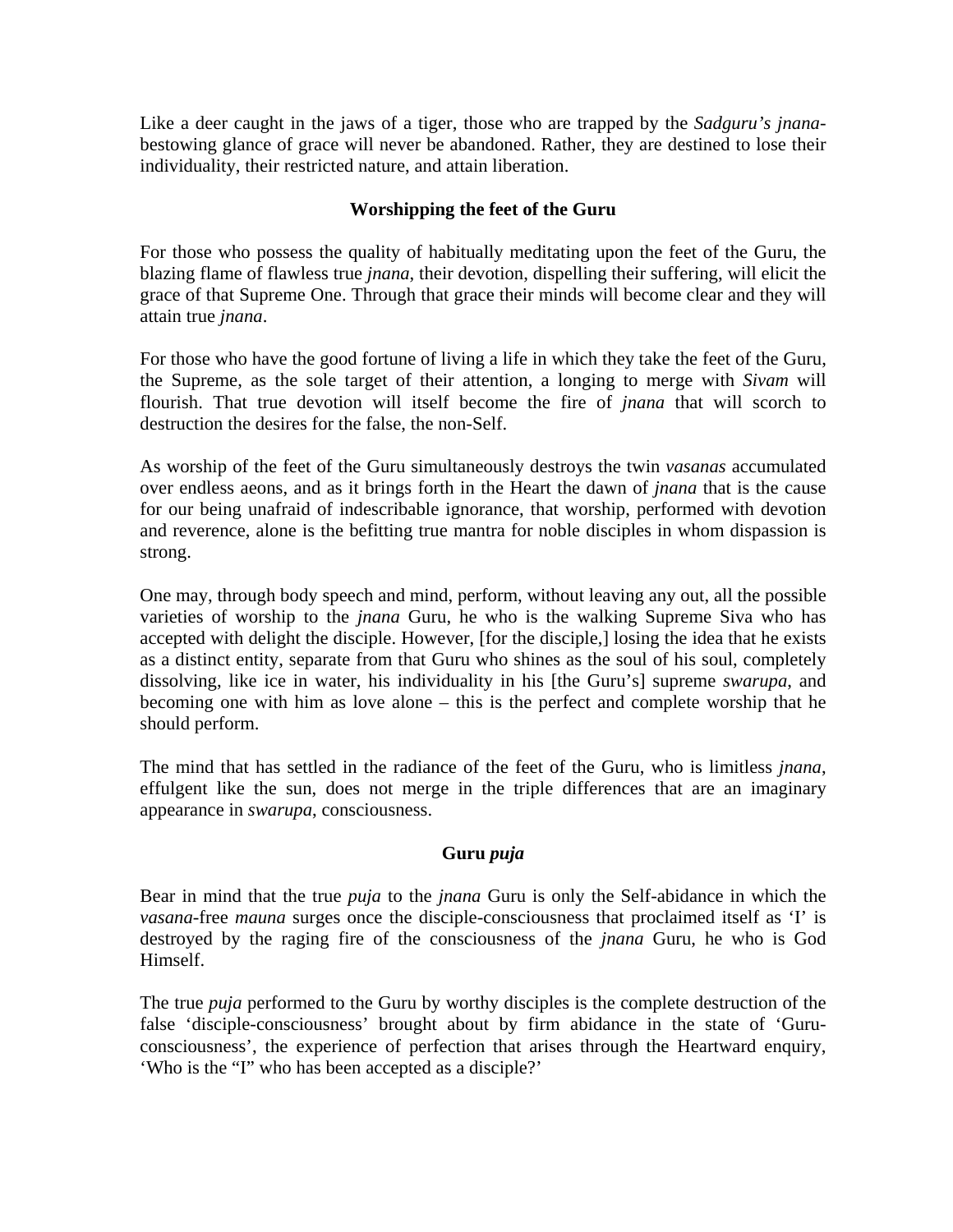Like a deer caught in the jaws of a tiger, those who are trapped by the *Sadguru's jnana*-bestowing glance of grace will never be abandoned. Rather, they are destined to lose their individuality, their restricted nature, and attain liberation.

## Worshipping the feet of the Guru

For those who possess the quality of habitually meditating upon the feet of the Guru, the blazing flame of flawless true *jnana*, their devotion, dispelling their suffering, will elicit the grace of that Supreme One. Through that grace their minds will become clear and they will attain true *jnana*.

For those who have the good fortune of living a life in which they take the feet of the Guru, the Supreme, as the sole target of their attention, a longing to merge with *Sivam* will flourish. That true devotion will itself become the fire of *jnana* that will scorch to destruction the desires for the false, the non-Self.

As worship of the feet of the Guru simultaneously destroys the twin *vasanas* accumulated over endless aeons, and as it brings forth in the Heart the dawn of *jnana* that is the cause for our being unafraid of indescribable ignorance, that worship, performed with devotion and reverence, alone is the befitting true mantra for noble disciples in whom dispassion is strong.

One may, through body speech and mind, perform, without leaving any out, all the possible varieties of worship to the *jnana* Guru, he who is the walking Supreme Siva who has accepted with delight the disciple. However, [for the disciple,] losing the idea that he exists as a distinct entity, separate from that Guru who shines as the soul of his soul, completely dissolving, like ice in water, his individuality in his [the Guru's] supreme *swarupa*, and becoming one with him as love alone – this is the perfect and complete worship that he should perform.

The mind that has settled in the radiance of the feet of the Guru, who is limitless *jnana*, effulgent like the sun, does not merge in the triple differences that are an imaginary appearance in *swarupa*, consciousness.

## Guru *puja*

Bear in mind that the true *puja* to the *jnana* Guru is only the Self-abidance in which the *vasana*-free *mauna* surges once the disciple-consciousness that proclaimed itself as 'I' is destroyed by the raging fire of the consciousness of the *jnana* Guru, he who is God Himself.

The true *puja* performed to the Guru by worthy disciples is the complete destruction of the false 'disciple-consciousness' brought about by firm abidance in the state of 'Guru-consciousness', the experience of perfection that arises through the Heartward enquiry, 'Who is the "I" who has been accepted as a disciple?'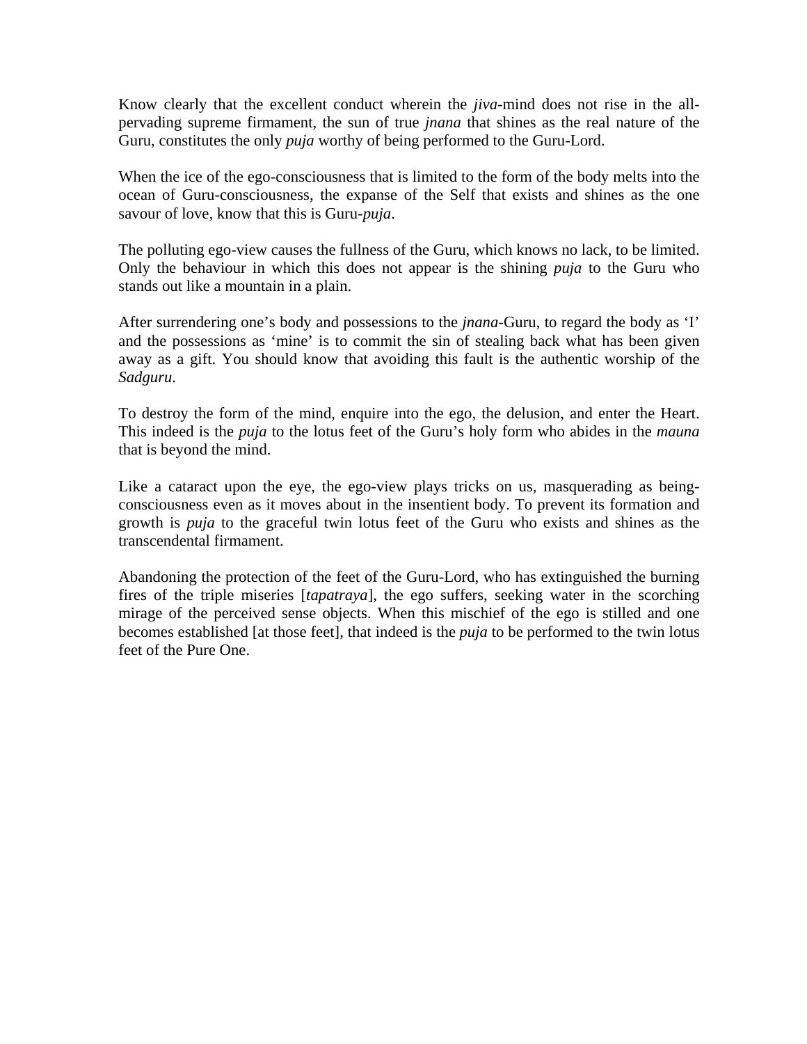Know clearly that the excellent conduct wherein the *jiva*-mind does not rise in the all-pervading supreme firmament, the sun of true *jnana* that shines as the real nature of the Guru, constitutes the only *puja* worthy of being performed to the Guru-Lord.

When the ice of the ego-consciousness that is limited to the form of the body melts into the ocean of Guru-consciousness, the expanse of the Self that exists and shines as the one savour of love, know that this is Guru-*puja*.

The polluting ego-view causes the fullness of the Guru, which knows no lack, to be limited. Only the behaviour in which this does not appear is the shining *puja* to the Guru who stands out like a mountain in a plain.

After surrendering one's body and possessions to the *jnana*-Guru, to regard the body as 'I' and the possessions as 'mine' is to commit the sin of stealing back what has been given away as a gift. You should know that avoiding this fault is the authentic worship of the *Sadguru*.

To destroy the form of the mind, enquire into the ego, the delusion, and enter the Heart. This indeed is the *puja* to the lotus feet of the Guru's holy form who abides in the *mauna* that is beyond the mind.

Like a cataract upon the eye, the ego-view plays tricks on us, masquerading as being-consciousness even as it moves about in the insentient body. To prevent its formation and growth is *puja* to the graceful twin lotus feet of the Guru who exists and shines as the transcendental firmament.

Abandoning the protection of the feet of the Guru-Lord, who has extinguished the burning fires of the triple miseries [*tapatraya*], the ego suffers, seeking water in the scorching mirage of the perceived sense objects. When this mischief of the ego is stilled and one becomes established [at those feet], that indeed is the *puja* to be performed to the twin lotus feet of the Pure One.